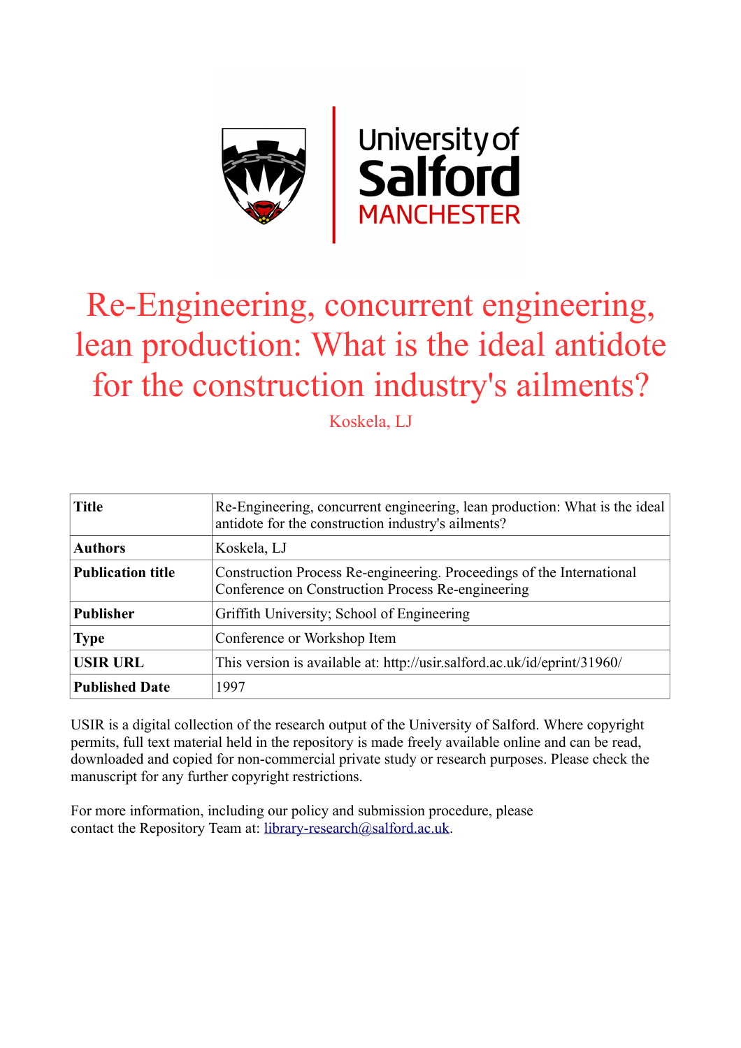University of Salford MANCHESTER

# Re-Engineering, concurrent engineering, lean production: What is the ideal antidote for the construction industry's ailments?

Koskela, LJ

| Title | Re-Engineering, concurrent engineering, lean production: What is the ideal antidote for the construction industry's ailments? |
| --- | --- |
| **Authors** | Koskela, LJ |
| **Publication title** | Construction Process Re-engineering. Proceedings of the International Conference on Construction Process Re-engineering |
| **Publisher** | Griffith University; School of Engineering |
| **Type** | Conference or Workshop Item |
| **USIR URL** | This version is available at: http://usir.salford.ac.uk/id/eprint/31960/ |
| **Published Date** | 1997 |

USIR is a digital collection of the research output of the University of Salford. Where copyright permits, full text material held in the repository is made freely available online and can be read, downloaded and copied for non-commercial private study or research purposes. Please check the manuscript for any further copyright restrictions.

For more information, including our policy and submission procedure, please contact the Repository Team at: library-research@salford.ac.uk.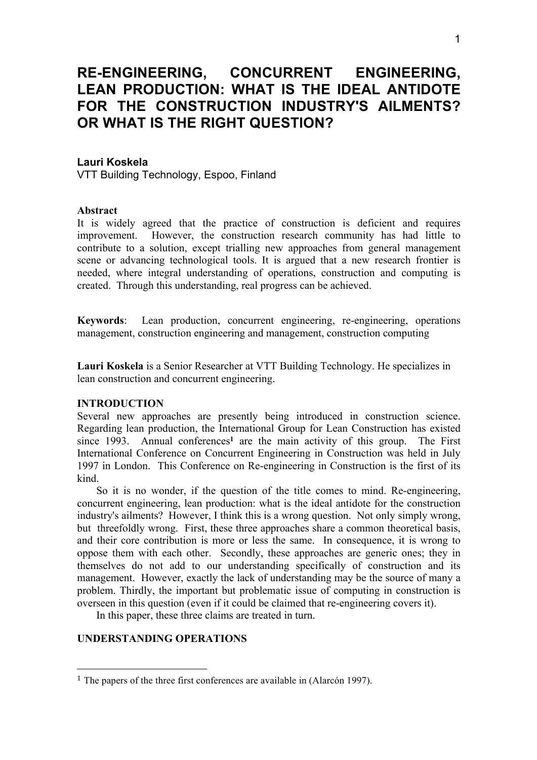# RE-ENGINEERING, CONCURRENT ENGINEERING, LEAN PRODUCTION: WHAT IS THE IDEAL ANTIDOTE FOR THE CONSTRUCTION INDUSTRY'S AILMENTS? OR WHAT IS THE RIGHT QUESTION?

**Lauri Koskela**
VTT Building Technology, Espoo, Finland

**Abstract**
It is widely agreed that the practice of construction is deficient and requires improvement. However, the construction research community has had little to contribute to a solution, except trialling new approaches from general management scene or advancing technological tools. It is argued that a new research frontier is needed, where integral understanding of operations, construction and computing is created. Through this understanding, real progress can be achieved.

**Keywords**: Lean production, concurrent engineering, re-engineering, operations management, construction engineering and management, construction computing

**Lauri Koskela** is a Senior Researcher at VTT Building Technology. He specializes in lean construction and concurrent engineering.

## INTRODUCTION

Several new approaches are presently being introduced in construction science. Regarding lean production, the International Group for Lean Construction has existed since 1993. Annual conferences[1] are the main activity of this group. The First International Conference on Concurrent Engineering in Construction was held in July 1997 in London. This Conference on Re-engineering in Construction is the first of its kind.

So it is no wonder, if the question of the title comes to mind. Re-engineering, concurrent engineering, lean production: what is the ideal antidote for the construction industry's ailments? However, I think this is a wrong question. Not only simply wrong, but threefoldly wrong. First, these three approaches share a common theoretical basis, and their core contribution is more or less the same. In consequence, it is wrong to oppose them with each other. Secondly, these approaches are generic ones; they in themselves do not add to our understanding specifically of construction and its management. However, exactly the lack of understanding may be the source of many a problem. Thirdly, the important but problematic issue of computing in construction is overseen in this question (even if it could be claimed that re-engineering covers it).

In this paper, these three claims are treated in turn.

## UNDERSTANDING OPERATIONS

---

[1] The papers of the three first conferences are available in (Alarcón 1997).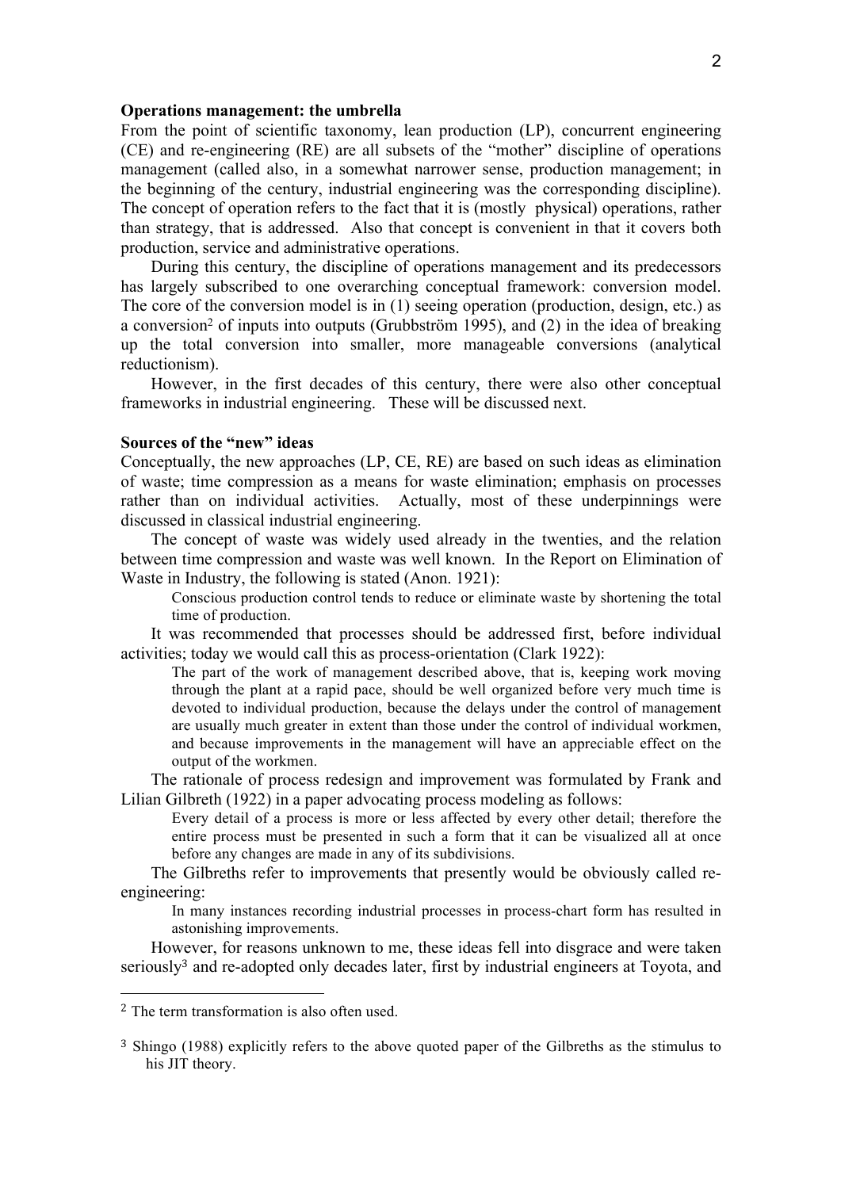**Operations management: the umbrella**

From the point of scientific taxonomy, lean production (LP), concurrent engineering (CE) and re-engineering (RE) are all subsets of the "mother" discipline of operations management (called also, in a somewhat narrower sense, production management; in the beginning of the century, industrial engineering was the corresponding discipline). The concept of operation refers to the fact that it is (mostly physical) operations, rather than strategy, that is addressed. Also that concept is convenient in that it covers both production, service and administrative operations.

During this century, the discipline of operations management and its predecessors has largely subscribed to one overarching conceptual framework: conversion model. The core of the conversion model is in (1) seeing operation (production, design, etc.) as a conversion[2] of inputs into outputs (Grubbström 1995), and (2) in the idea of breaking up the total conversion into smaller, more manageable conversions (analytical reductionism).

However, in the first decades of this century, there were also other conceptual frameworks in industrial engineering. These will be discussed next.

**Sources of the "new" ideas**

Conceptually, the new approaches (LP, CE, RE) are based on such ideas as elimination of waste; time compression as a means for waste elimination; emphasis on processes rather than on individual activities. Actually, most of these underpinnings were discussed in classical industrial engineering.

The concept of waste was widely used already in the twenties, and the relation between time compression and waste was well known. In the Report on Elimination of Waste in Industry, the following is stated (Anon. 1921):

> Conscious production control tends to reduce or eliminate waste by shortening the total time of production.

It was recommended that processes should be addressed first, before individual activities; today we would call this as process-orientation (Clark 1922):

> The part of the work of management described above, that is, keeping work moving through the plant at a rapid pace, should be well organized before very much time is devoted to individual production, because the delays under the control of management are usually much greater in extent than those under the control of individual workmen, and because improvements in the management will have an appreciable effect on the output of the workmen.

The rationale of process redesign and improvement was formulated by Frank and Lilian Gilbreth (1922) in a paper advocating process modeling as follows:

> Every detail of a process is more or less affected by every other detail; therefore the entire process must be presented in such a form that it can be visualized all at once before any changes are made in any of its subdivisions.

The Gilbreths refer to improvements that presently would be obviously called re-engineering:

> In many instances recording industrial processes in process-chart form has resulted in astonishing improvements.

However, for reasons unknown to me, these ideas fell into disgrace and were taken seriously[3] and re-adopted only decades later, first by industrial engineers at Toyota, and

---

[2] The term transformation is also often used.

[3] Shingo (1988) explicitly refers to the above quoted paper of the Gilbreths as the stimulus to his JIT theory.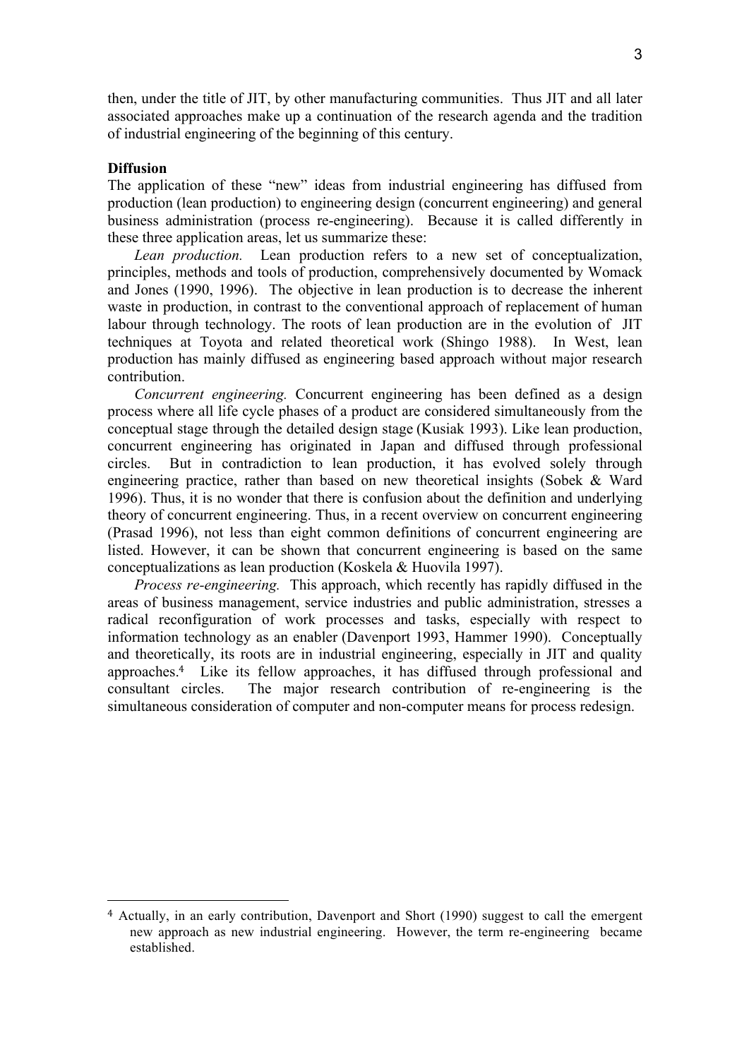then, under the title of JIT, by other manufacturing communities. Thus JIT and all later associated approaches make up a continuation of the research agenda and the tradition of industrial engineering of the beginning of this century.

**Diffusion**

The application of these "new" ideas from industrial engineering has diffused from production (lean production) to engineering design (concurrent engineering) and general business administration (process re-engineering). Because it is called differently in these three application areas, let us summarize these:

*Lean production.* Lean production refers to a new set of conceptualization, principles, methods and tools of production, comprehensively documented by Womack and Jones (1990, 1996). The objective in lean production is to decrease the inherent waste in production, in contrast to the conventional approach of replacement of human labour through technology. The roots of lean production are in the evolution of JIT techniques at Toyota and related theoretical work (Shingo 1988). In West, lean production has mainly diffused as engineering based approach without major research contribution.

*Concurrent engineering.* Concurrent engineering has been defined as a design process where all life cycle phases of a product are considered simultaneously from the conceptual stage through the detailed design stage (Kusiak 1993). Like lean production, concurrent engineering has originated in Japan and diffused through professional circles. But in contradiction to lean production, it has evolved solely through engineering practice, rather than based on new theoretical insights (Sobek & Ward 1996). Thus, it is no wonder that there is confusion about the definition and underlying theory of concurrent engineering. Thus, in a recent overview on concurrent engineering (Prasad 1996), not less than eight common definitions of concurrent engineering are listed. However, it can be shown that concurrent engineering is based on the same conceptualizations as lean production (Koskela & Huovila 1997).

*Process re-engineering.* This approach, which recently has rapidly diffused in the areas of business management, service industries and public administration, stresses a radical reconfiguration of work processes and tasks, especially with respect to information technology as an enabler (Davenport 1993, Hammer 1990). Conceptually and theoretically, its roots are in industrial engineering, especially in JIT and quality approaches.[4] Like its fellow approaches, it has diffused through professional and consultant circles. The major research contribution of re-engineering is the simultaneous consideration of computer and non-computer means for process redesign.

[4] Actually, in an early contribution, Davenport and Short (1990) suggest to call the emergent new approach as new industrial engineering. However, the term re-engineering became established.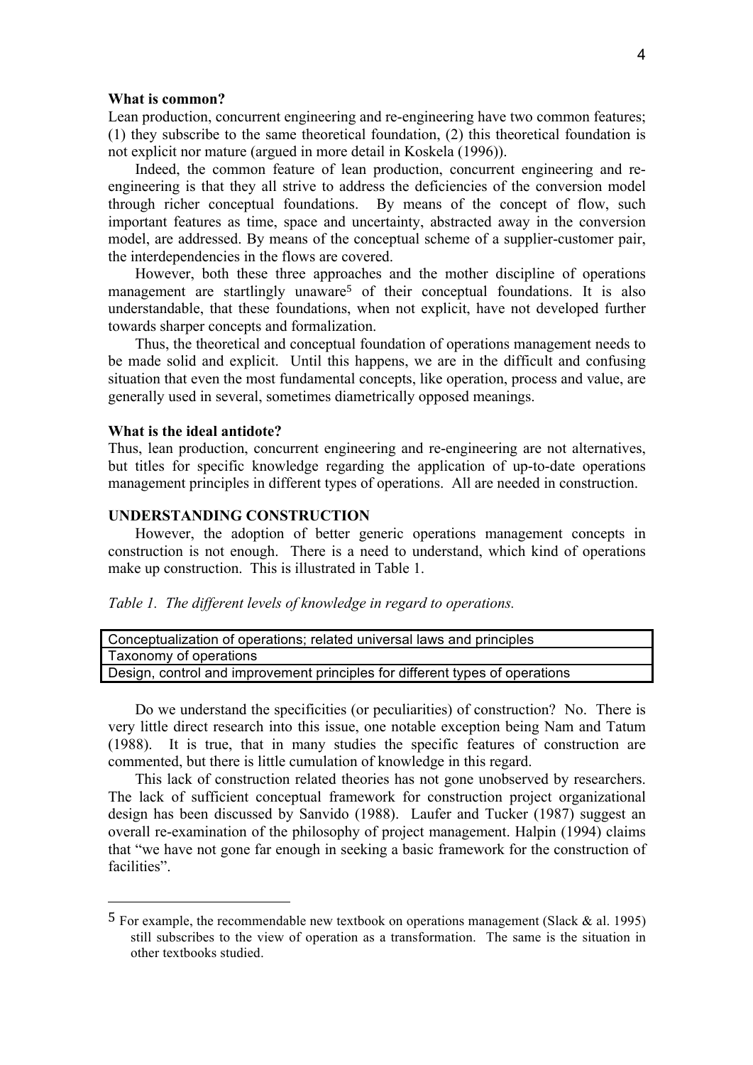### What is common?

Lean production, concurrent engineering and re-engineering have two common features; (1) they subscribe to the same theoretical foundation, (2) this theoretical foundation is not explicit nor mature (argued in more detail in Koskela (1996)).

Indeed, the common feature of lean production, concurrent engineering and re-engineering is that they all strive to address the deficiencies of the conversion model through richer conceptual foundations. By means of the concept of flow, such important features as time, space and uncertainty, abstracted away in the conversion model, are addressed. By means of the conceptual scheme of a supplier-customer pair, the interdependencies in the flows are covered.

However, both these three approaches and the mother discipline of operations management are startlingly unaware[5] of their conceptual foundations. It is also understandable, that these foundations, when not explicit, have not developed further towards sharper concepts and formalization.

Thus, the theoretical and conceptual foundation of operations management needs to be made solid and explicit. Until this happens, we are in the difficult and confusing situation that even the most fundamental concepts, like operation, process and value, are generally used in several, sometimes diametrically opposed meanings.

### What is the ideal antidote?

Thus, lean production, concurrent engineering and re-engineering are not alternatives, but titles for specific knowledge regarding the application of up-to-date operations management principles in different types of operations. All are needed in construction.

## UNDERSTANDING CONSTRUCTION

However, the adoption of better generic operations management concepts in construction is not enough. There is a need to understand, which kind of operations make up construction. This is illustrated in Table 1.

*Table 1. The different levels of knowledge in regard to operations.*

| Conceptualization of operations; related universal laws and principles |
|---|
| Taxonomy of operations |
| Design, control and improvement principles for different types of operations |

Do we understand the specificities (or peculiarities) of construction? No. There is very little direct research into this issue, one notable exception being Nam and Tatum (1988). It is true, that in many studies the specific features of construction are commented, but there is little cumulation of knowledge in this regard.

This lack of construction related theories has not gone unobserved by researchers. The lack of sufficient conceptual framework for construction project organizational design has been discussed by Sanvido (1988). Laufer and Tucker (1987) suggest an overall re-examination of the philosophy of project management. Halpin (1994) claims that "we have not gone far enough in seeking a basic framework for the construction of facilities".

---

[5] For example, the recommendable new textbook on operations management (Slack & al. 1995) still subscribes to the view of operation as a transformation. The same is the situation in other textbooks studied.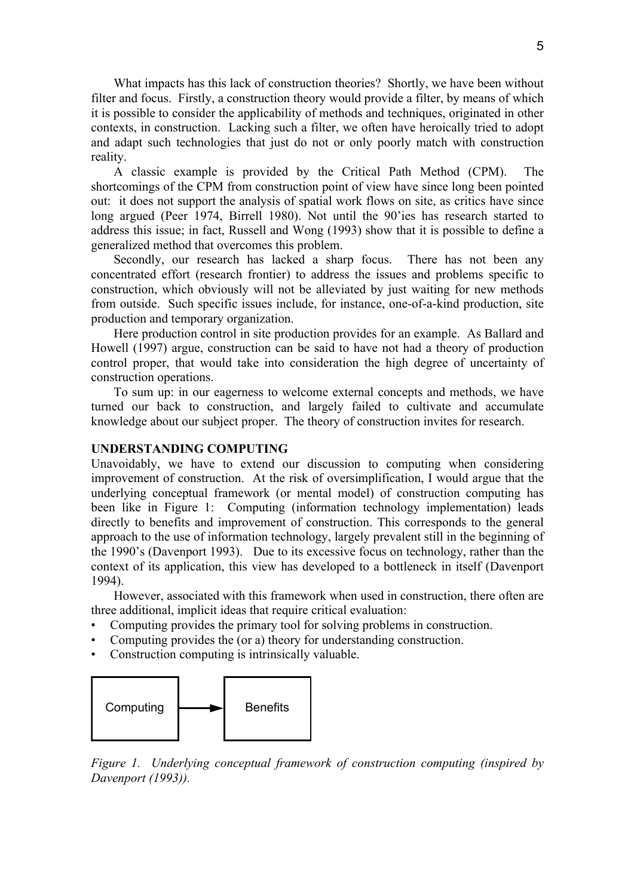What impacts has this lack of construction theories? Shortly, we have been without filter and focus. Firstly, a construction theory would provide a filter, by means of which it is possible to consider the applicability of methods and techniques, originated in other contexts, in construction. Lacking such a filter, we often have heroically tried to adopt and adapt such technologies that just do not or only poorly match with construction reality.

A classic example is provided by the Critical Path Method (CPM). The shortcomings of the CPM from construction point of view have since long been pointed out: it does not support the analysis of spatial work flows on site, as critics have since long argued (Peer 1974, Birrell 1980). Not until the 90'ies has research started to address this issue; in fact, Russell and Wong (1993) show that it is possible to define a generalized method that overcomes this problem.

Secondly, our research has lacked a sharp focus. There has not been any concentrated effort (research frontier) to address the issues and problems specific to construction, which obviously will not be alleviated by just waiting for new methods from outside. Such specific issues include, for instance, one-of-a-kind production, site production and temporary organization.

Here production control in site production provides for an example. As Ballard and Howell (1997) argue, construction can be said to have not had a theory of production control proper, that would take into consideration the high degree of uncertainty of construction operations.

To sum up: in our eagerness to welcome external concepts and methods, we have turned our back to construction, and largely failed to cultivate and accumulate knowledge about our subject proper. The theory of construction invites for research.

## UNDERSTANDING COMPUTING

Unavoidably, we have to extend our discussion to computing when considering improvement of construction. At the risk of oversimplification, I would argue that the underlying conceptual framework (or mental model) of construction computing has been like in Figure 1: Computing (information technology implementation) leads directly to benefits and improvement of construction. This corresponds to the general approach to the use of information technology, largely prevalent still in the beginning of the 1990's (Davenport 1993). Due to its excessive focus on technology, rather than the context of its application, this view has developed to a bottleneck in itself (Davenport 1994).

However, associated with this framework when used in construction, there often are three additional, implicit ideas that require critical evaluation:

- Computing provides the primary tool for solving problems in construction.
- Computing provides the (or a) theory for understanding construction.
- Construction computing is intrinsically valuable.

Computing → Benefits

*Figure 1. Underlying conceptual framework of construction computing (inspired by Davenport (1993)).*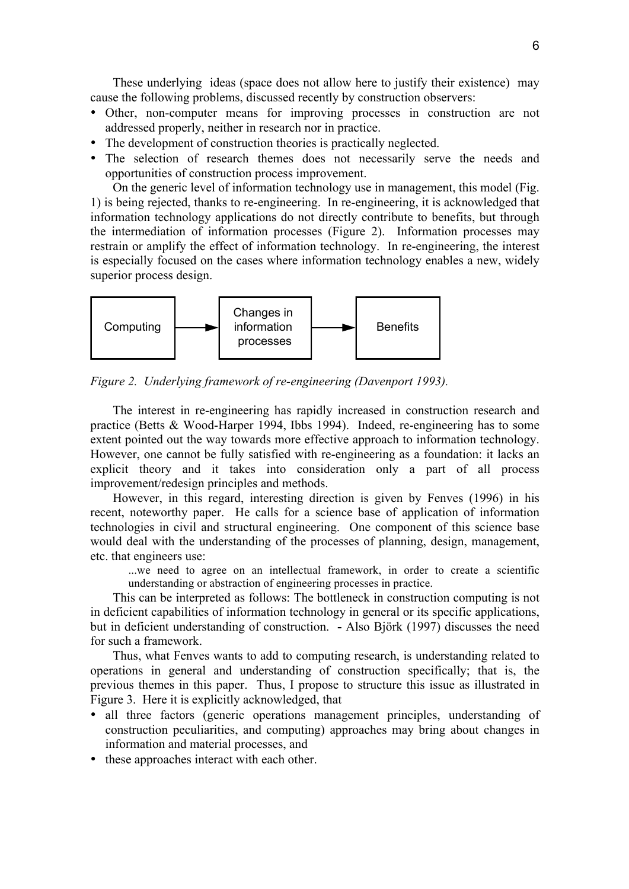These underlying ideas (space does not allow here to justify their existence) may cause the following problems, discussed recently by construction observers:

- Other, non-computer means for improving processes in construction are not addressed properly, neither in research nor in practice.
- The development of construction theories is practically neglected.
- The selection of research themes does not necessarily serve the needs and opportunities of construction process improvement.

On the generic level of information technology use in management, this model (Fig. 1) is being rejected, thanks to re-engineering. In re-engineering, it is acknowledged that information technology applications do not directly contribute to benefits, but through the intermediation of information processes (Figure 2). Information processes may restrain or amplify the effect of information technology. In re-engineering, the interest is especially focused on the cases where information technology enables a new, widely superior process design.

Computing → Changes in information processes → Benefits

*Figure 2. Underlying framework of re-engineering (Davenport 1993).*

The interest in re-engineering has rapidly increased in construction research and practice (Betts & Wood-Harper 1994, Ibbs 1994). Indeed, re-engineering has to some extent pointed out the way towards more effective approach to information technology. However, one cannot be fully satisfied with re-engineering as a foundation: it lacks an explicit theory and it takes into consideration only a part of all process improvement/redesign principles and methods.

However, in this regard, interesting direction is given by Fenves (1996) in his recent, noteworthy paper. He calls for a science base of application of information technologies in civil and structural engineering. One component of this science base would deal with the understanding of the processes of planning, design, management, etc. that engineers use:

> ...we need to agree on an intellectual framework, in order to create a scientific understanding or abstraction of engineering processes in practice.

This can be interpreted as follows: The bottleneck in construction computing is not in deficient capabilities of information technology in general or its specific applications, but in deficient understanding of construction. - Also Björk (1997) discusses the need for such a framework.

Thus, what Fenves wants to add to computing research, is understanding related to operations in general and understanding of construction specifically; that is, the previous themes in this paper. Thus, I propose to structure this issue as illustrated in Figure 3. Here it is explicitly acknowledged, that

- all three factors (generic operations management principles, understanding of construction peculiarities, and computing) approaches may bring about changes in information and material processes, and
- these approaches interact with each other.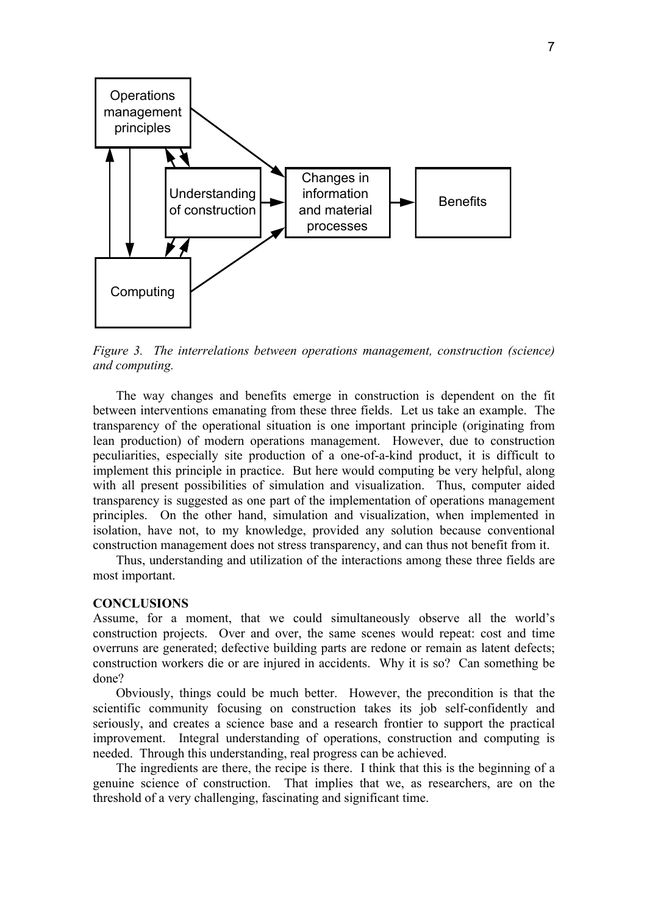*Figure 3. The interrelations between operations management, construction (science) and computing.*

The way changes and benefits emerge in construction is dependent on the fit between interventions emanating from these three fields. Let us take an example. The transparency of the operational situation is one important principle (originating from lean production) of modern operations management. However, due to construction peculiarities, especially site production of a one-of-a-kind product, it is difficult to implement this principle in practice. But here would computing be very helpful, along with all present possibilities of simulation and visualization. Thus, computer aided transparency is suggested as one part of the implementation of operations management principles. On the other hand, simulation and visualization, when implemented in isolation, have not, to my knowledge, provided any solution because conventional construction management does not stress transparency, and can thus not benefit from it.

Thus, understanding and utilization of the interactions among these three fields are most important.

## CONCLUSIONS

Assume, for a moment, that we could simultaneously observe all the world's construction projects. Over and over, the same scenes would repeat: cost and time overruns are generated; defective building parts are redone or remain as latent defects; construction workers die or are injured in accidents. Why it is so? Can something be done?

Obviously, things could be much better. However, the precondition is that the scientific community focusing on construction takes its job self-confidently and seriously, and creates a science base and a research frontier to support the practical improvement. Integral understanding of operations, construction and computing is needed. Through this understanding, real progress can be achieved.

The ingredients are there, the recipe is there. I think that this is the beginning of a genuine science of construction. That implies that we, as researchers, are on the threshold of a very challenging, fascinating and significant time.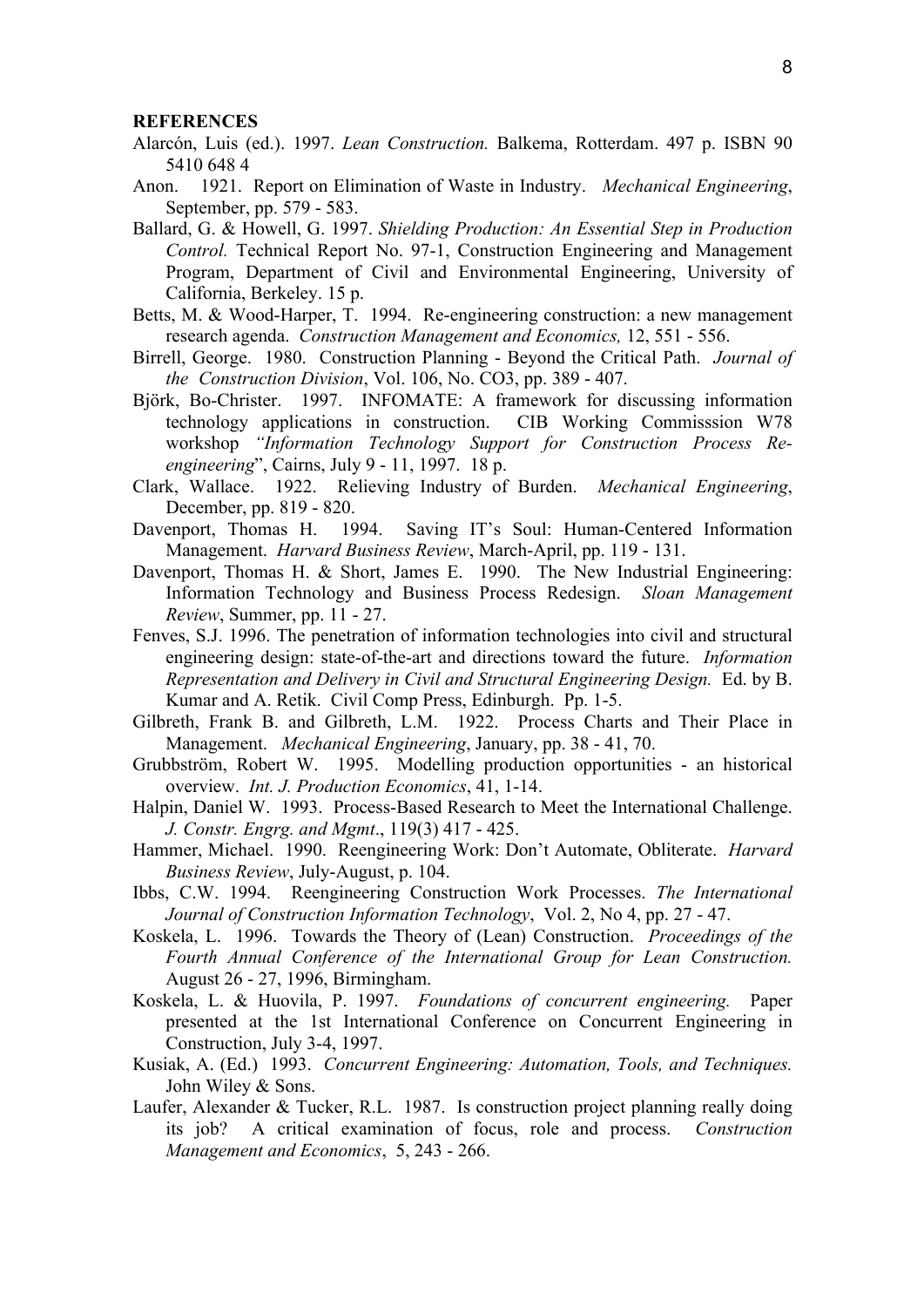**REFERENCES**

Alarcón, Luis (ed.). 1997. *Lean Construction.* Balkema, Rotterdam. 497 p. ISBN 90 5410 648 4

Anon. 1921. Report on Elimination of Waste in Industry. *Mechanical Engineering*, September, pp. 579 - 583.

Ballard, G. & Howell, G. 1997. *Shielding Production: An Essential Step in Production Control.* Technical Report No. 97-1, Construction Engineering and Management Program, Department of Civil and Environmental Engineering, University of California, Berkeley. 15 p.

Betts, M. & Wood-Harper, T. 1994. Re-engineering construction: a new management research agenda. *Construction Management and Economics,* 12, 551 - 556.

Birrell, George. 1980. Construction Planning - Beyond the Critical Path. *Journal of the Construction Division*, Vol. 106, No. CO3, pp. 389 - 407.

Björk, Bo-Christer. 1997. INFOMATE: A framework for discussing information technology applications in construction. CIB Working Commisssion W78 workshop *"Information Technology Support for Construction Process Re-engineering*", Cairns, July 9 - 11, 1997. 18 p.

Clark, Wallace. 1922. Relieving Industry of Burden. *Mechanical Engineering*, December, pp. 819 - 820.

Davenport, Thomas H. 1994. Saving IT's Soul: Human-Centered Information Management. *Harvard Business Review*, March-April, pp. 119 - 131.

Davenport, Thomas H. & Short, James E. 1990. The New Industrial Engineering: Information Technology and Business Process Redesign. *Sloan Management Review*, Summer, pp. 11 - 27.

Fenves, S.J. 1996. The penetration of information technologies into civil and structural engineering design: state-of-the-art and directions toward the future. *Information Representation and Delivery in Civil and Structural Engineering Design.* Ed. by B. Kumar and A. Retik. Civil Comp Press, Edinburgh. Pp. 1-5.

Gilbreth, Frank B. and Gilbreth, L.M. 1922. Process Charts and Their Place in Management. *Mechanical Engineering*, January, pp. 38 - 41, 70.

Grubbström, Robert W. 1995. Modelling production opportunities - an historical overview. *Int. J. Production Economics*, 41, 1-14.

Halpin, Daniel W. 1993. Process-Based Research to Meet the International Challenge. *J. Constr. Engrg. and Mgmt*., 119(3) 417 - 425.

Hammer, Michael. 1990. Reengineering Work: Don't Automate, Obliterate. *Harvard Business Review*, July-August, p. 104.

Ibbs, C.W. 1994. Reengineering Construction Work Processes. *The International Journal of Construction Information Technology*, Vol. 2, No 4, pp. 27 - 47.

Koskela, L. 1996. Towards the Theory of (Lean) Construction. *Proceedings of the Fourth Annual Conference of the International Group for Lean Construction.* August 26 - 27, 1996, Birmingham.

Koskela, L. & Huovila, P. 1997. *Foundations of concurrent engineering.* Paper presented at the 1st International Conference on Concurrent Engineering in Construction, July 3-4, 1997.

Kusiak, A. (Ed.) 1993. *Concurrent Engineering: Automation, Tools, and Techniques.* John Wiley & Sons.

Laufer, Alexander & Tucker, R.L. 1987. Is construction project planning really doing its job? A critical examination of focus, role and process. *Construction Management and Economics*, 5, 243 - 266.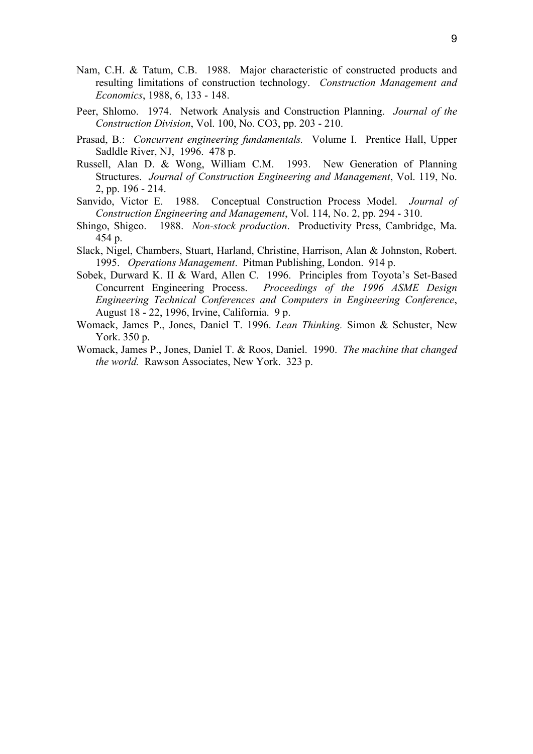Nam, C.H. & Tatum, C.B. 1988. Major characteristic of constructed products and resulting limitations of construction technology. *Construction Management and Economics*, 1988, 6, 133 - 148.

Peer, Shlomo. 1974. Network Analysis and Construction Planning. *Journal of the Construction Division*, Vol. 100, No. CO3, pp. 203 - 210.

Prasad, B.: *Concurrent engineering fundamentals.* Volume I. Prentice Hall, Upper Sadldle River, NJ, 1996. 478 p.

Russell, Alan D. & Wong, William C.M. 1993. New Generation of Planning Structures. *Journal of Construction Engineering and Management*, Vol. 119, No. 2, pp. 196 - 214.

Sanvido, Victor E. 1988. Conceptual Construction Process Model. *Journal of Construction Engineering and Management*, Vol. 114, No. 2, pp. 294 - 310.

Shingo, Shigeo. 1988. *Non-stock production*. Productivity Press, Cambridge, Ma. 454 p.

Slack, Nigel, Chambers, Stuart, Harland, Christine, Harrison, Alan & Johnston, Robert. 1995. *Operations Management*. Pitman Publishing, London. 914 p.

Sobek, Durward K. II & Ward, Allen C. 1996. Principles from Toyota's Set-Based Concurrent Engineering Process. *Proceedings of the 1996 ASME Design Engineering Technical Conferences and Computers in Engineering Conference*, August 18 - 22, 1996, Irvine, California. 9 p.

Womack, James P., Jones, Daniel T. 1996. *Lean Thinking.* Simon & Schuster, New York. 350 p.

Womack, James P., Jones, Daniel T. & Roos, Daniel. 1990. *The machine that changed the world.* Rawson Associates, New York. 323 p.